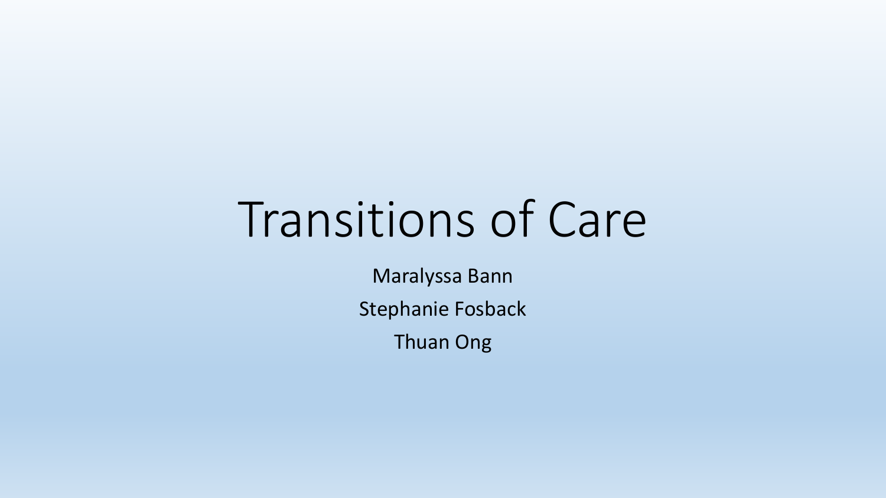# Transitions of Care

Maralyssa Bann

Stephanie Fosback

Thuan Ong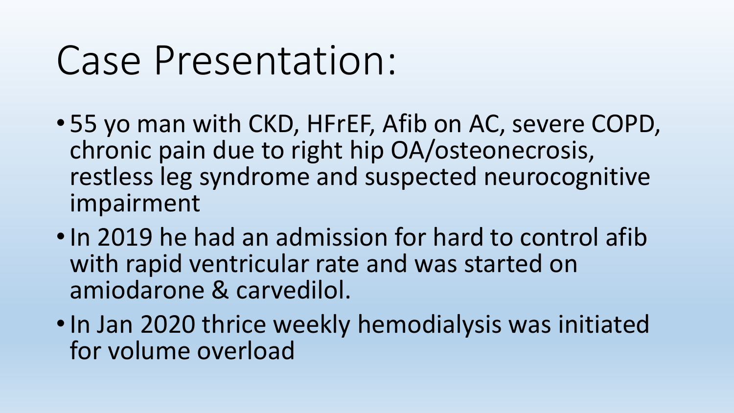# Case Presentation:

- 55 yo man with CKD, HFrEF, Afib on AC, severe COPD, chronic pain due to right hip OA/osteonecrosis, restless leg syndrome and suspected neurocognitive impairment
- In 2019 he had an admission for hard to control afib with rapid ventricular rate and was started on amiodarone & carvedilol.
- In Jan 2020 thrice weekly hemodialysis was initiated for volume overload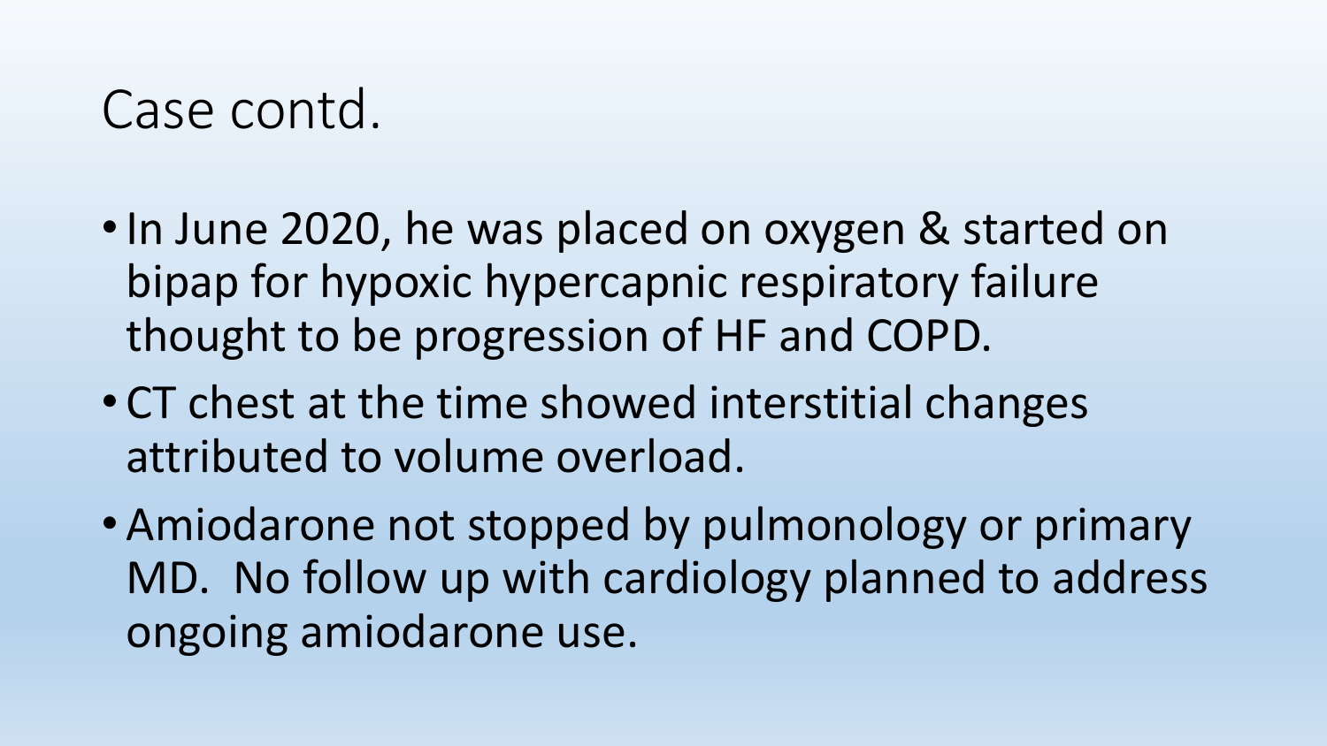# Case contd.

- In June 2020, he was placed on oxygen & started on bipap for hypoxic hypercapnic respiratory failure thought to be progression of HF and COPD.
- CT chest at the time showed interstitial changes attributed to volume overload.
- Amiodarone not stopped by pulmonology or primary MD. No follow up with cardiology planned to address ongoing amiodarone use.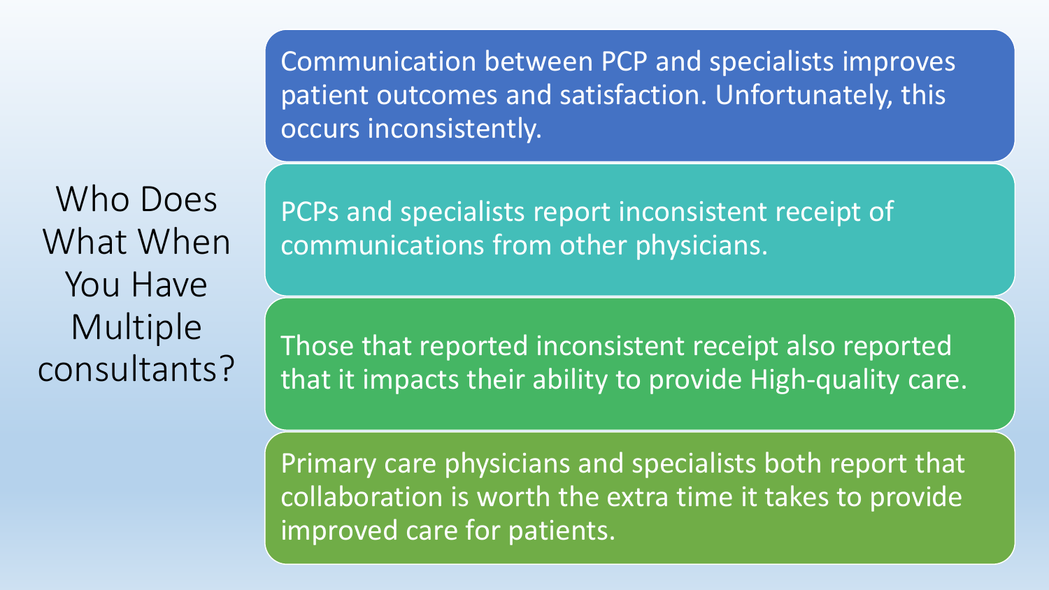# Who Does What When You Have Multiple consultants?

- Communication between PCP and specialists improves patient outcomes and satisfaction. Unfortunately, this occurs inconsistently.
- PCPs and specialists report inconsistent receipt of communications from other physicians.
- Those that reported inconsistent receipt also reported that it impacts their ability to provide High-quality care.
- Primary care physicians and specialists both report that collaboration is worth the extra time it takes to provide improved care for patients.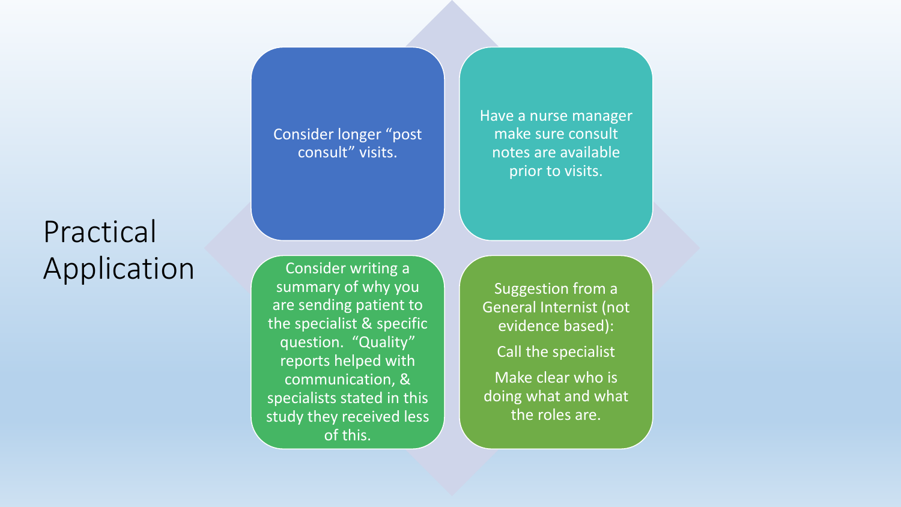# Practical Application

- Consider longer "post consult" visits.
- Have a nurse manager make sure consult notes are available prior to visits.
- Consider writing a summary of why you are sending patient to the specialist & specific question. "Quality" reports helped with communication, & specialists stated in this study they received less of this.
- Suggestion from a General Internist (not evidence based):
  - Call the specialist
  - Make clear who is doing what and what the roles are.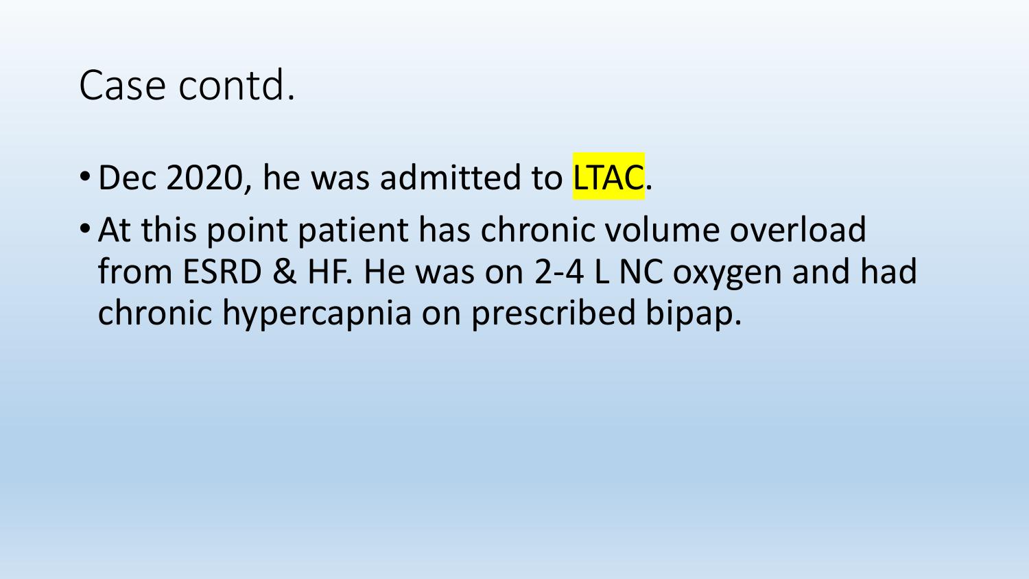# Case contd.

- Dec 2020, he was admitted to LTAC.
- At this point patient has chronic volume overload from ESRD & HF. He was on 2-4 L NC oxygen and had chronic hypercapnia on prescribed bipap.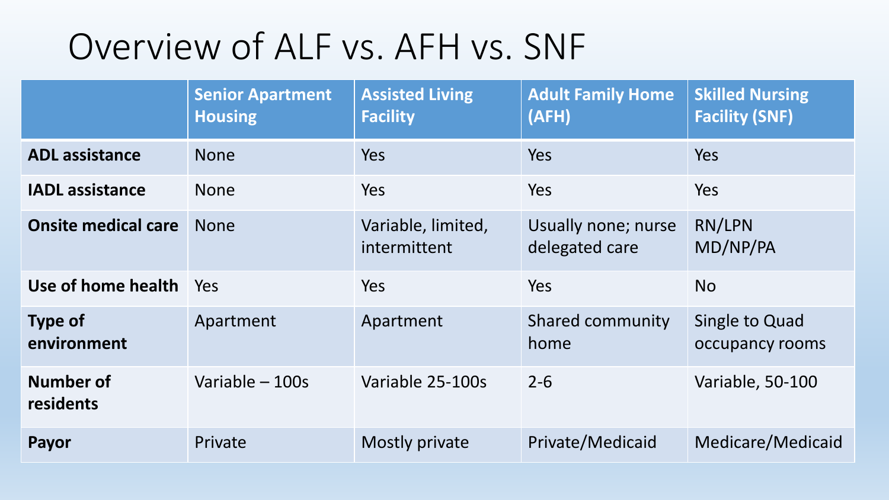# Overview of ALF vs. AFH vs. SNF

| | Senior Apartment Housing | Assisted Living Facility | Adult Family Home (AFH) | Skilled Nursing Facility (SNF) |
|---|---|---|---|---|
| **ADL assistance** | None | Yes | Yes | Yes |
| **IADL assistance** | None | Yes | Yes | Yes |
| **Onsite medical care** | None | Variable, limited, intermittent | Usually none; nurse delegated care | RN/LPN MD/NP/PA |
| **Use of home health** | Yes | Yes | Yes | No |
| **Type of environment** | Apartment | Apartment | Shared community home | Single to Quad occupancy rooms |
| **Number of residents** | Variable – 100s | Variable 25-100s | 2-6 | Variable, 50-100 |
| **Payor** | Private | Mostly private | Private/Medicaid | Medicare/Medicaid |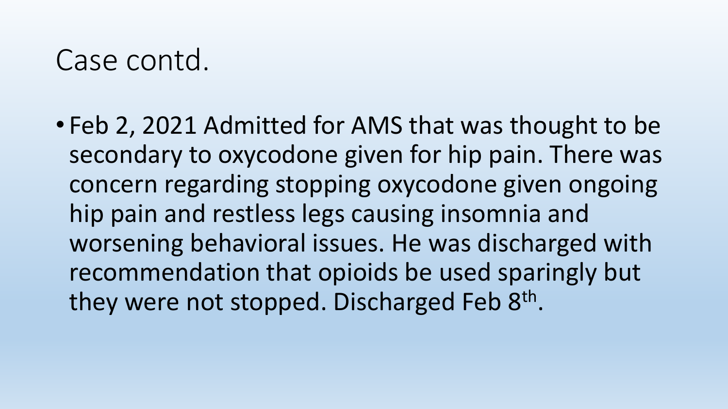# Case contd.

- Feb 2, 2021 Admitted for AMS that was thought to be secondary to oxycodone given for hip pain. There was concern regarding stopping oxycodone given ongoing hip pain and restless legs causing insomnia and worsening behavioral issues. He was discharged with recommendation that opioids be used sparingly but they were not stopped. Discharged Feb 8th.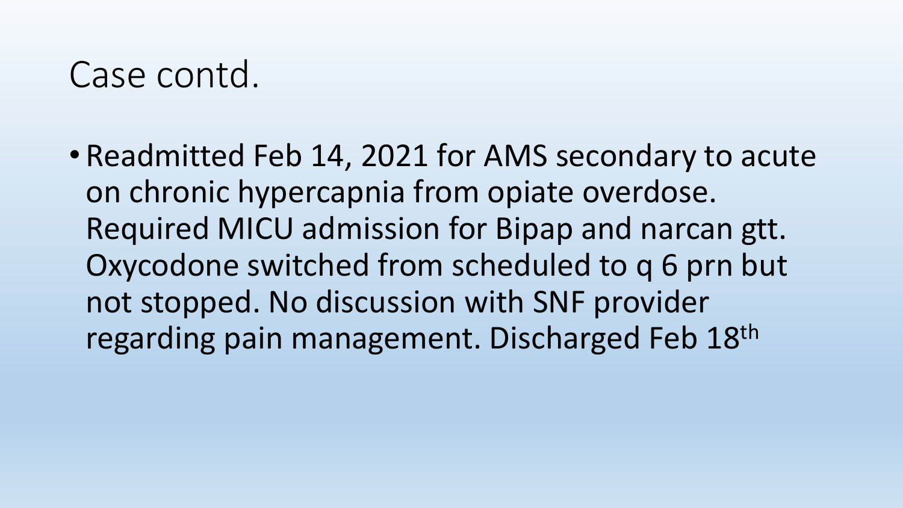# Case contd.

- Readmitted Feb 14, 2021 for AMS secondary to acute on chronic hypercapnia from opiate overdose. Required MICU admission for Bipap and narcan gtt. Oxycodone switched from scheduled to q 6 prn but not stopped. No discussion with SNF provider regarding pain management. Discharged Feb 18th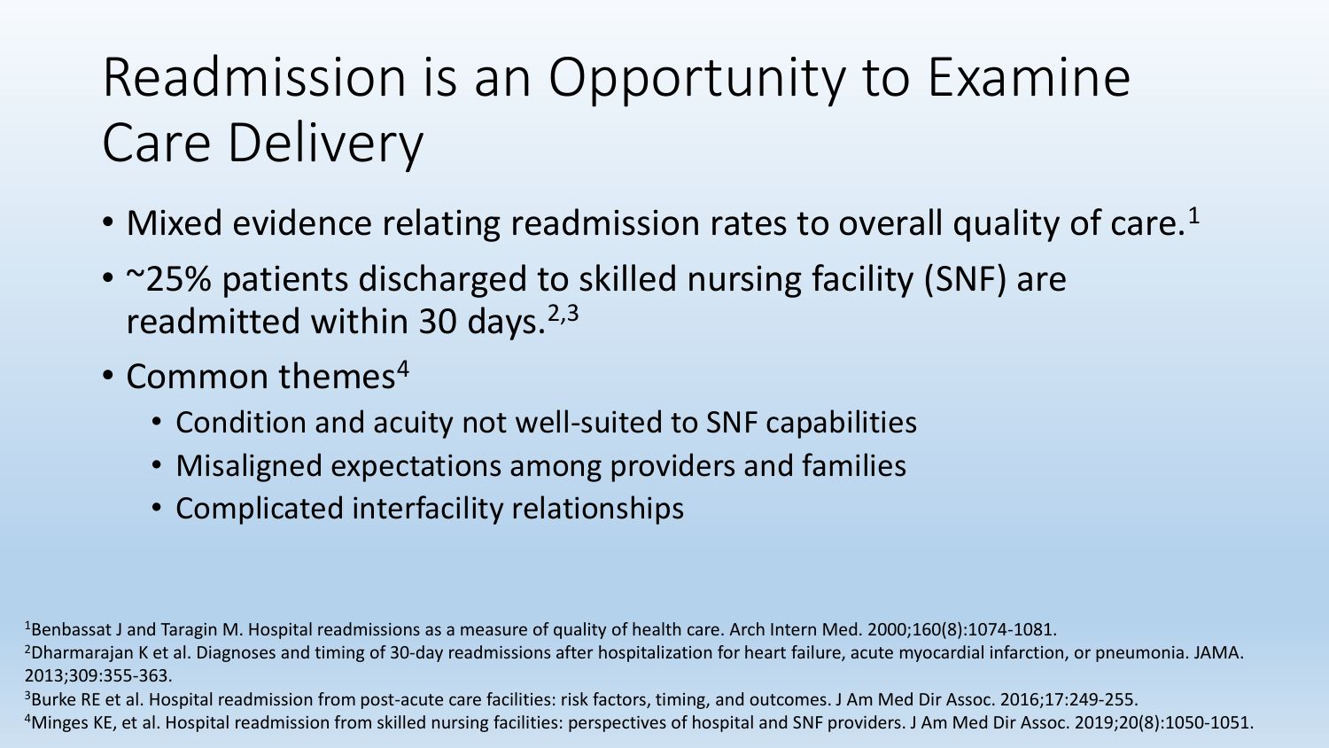# Readmission is an Opportunity to Examine Care Delivery

- Mixed evidence relating readmission rates to overall quality of care.[1]
- ~25% patients discharged to skilled nursing facility (SNF) are readmitted within 30 days.[2,3]
- Common themes[4]
  - Condition and acuity not well-suited to SNF capabilities
  - Misaligned expectations among providers and families
  - Complicated interfacility relationships

[1]Benbassat J and Taragin M. Hospital readmissions as a measure of quality of health care. Arch Intern Med. 2000;160(8):1074-1081.

[2]Dharmarajan K et al. Diagnoses and timing of 30-day readmissions after hospitalization for heart failure, acute myocardial infarction, or pneumonia. JAMA. 2013;309:355-363.

[3]Burke RE et al. Hospital readmission from post-acute care facilities: risk factors, timing, and outcomes. J Am Med Dir Assoc. 2016;17:249-255.

[4]Minges KE, et al. Hospital readmission from skilled nursing facilities: perspectives of hospital and SNF providers. J Am Med Dir Assoc. 2019;20(8):1050-1051.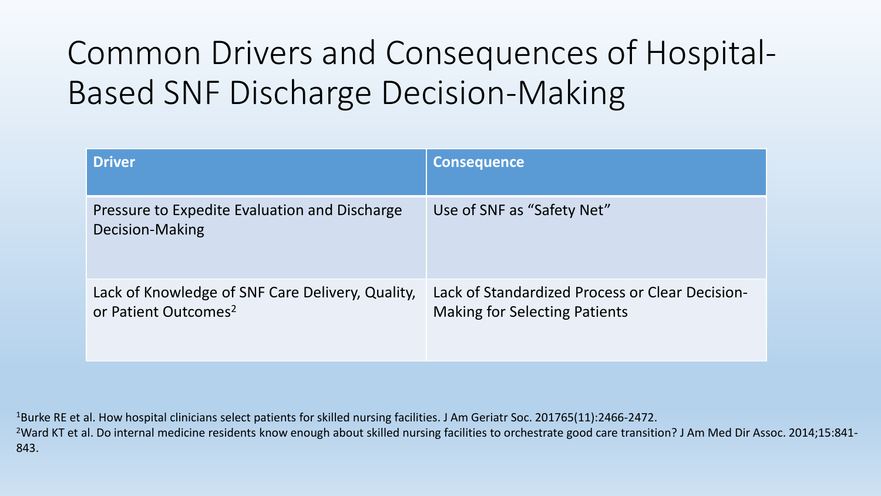# Common Drivers and Consequences of Hospital-Based SNF Discharge Decision-Making

| Driver | Consequence |
|---|---|
| Pressure to Expedite Evaluation and Discharge Decision-Making | Use of SNF as "Safety Net" |
| Lack of Knowledge of SNF Care Delivery, Quality, or Patient Outcomes[2] | Lack of Standardized Process or Clear Decision-Making for Selecting Patients |

[1]Burke RE et al. How hospital clinicians select patients for skilled nursing facilities. J Am Geriatr Soc. 201765(11):2466-2472.

[2]Ward KT et al. Do internal medicine residents know enough about skilled nursing facilities to orchestrate good care transition? J Am Med Dir Assoc. 2014;15:841-843.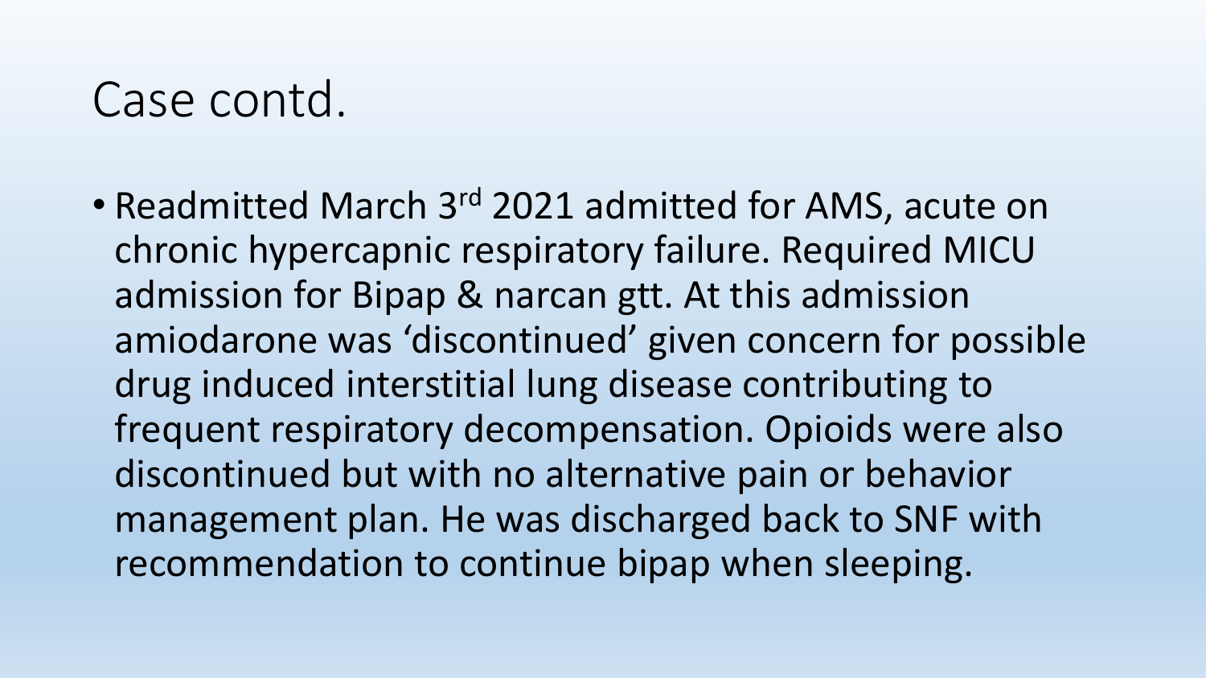# Case contd.

- Readmitted March 3rd 2021 admitted for AMS, acute on chronic hypercapnic respiratory failure. Required MICU admission for Bipap & narcan gtt. At this admission amiodarone was 'discontinued' given concern for possible drug induced interstitial lung disease contributing to frequent respiratory decompensation. Opioids were also discontinued but with no alternative pain or behavior management plan. He was discharged back to SNF with recommendation to continue bipap when sleeping.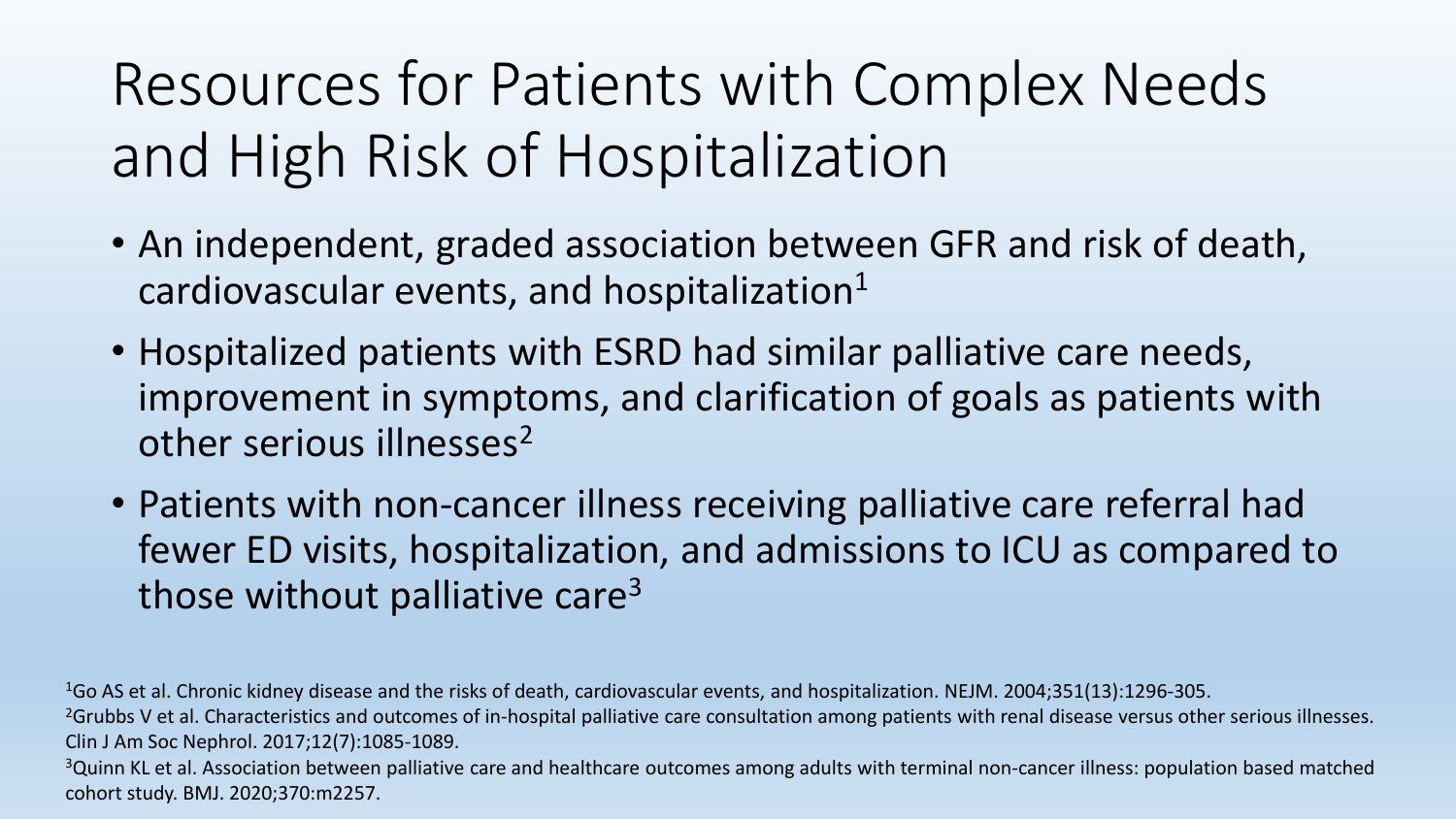# Resources for Patients with Complex Needs and High Risk of Hospitalization

- An independent, graded association between GFR and risk of death, cardiovascular events, and hospitalization[1]
- Hospitalized patients with ESRD had similar palliative care needs, improvement in symptoms, and clarification of goals as patients with other serious illnesses[2]
- Patients with non-cancer illness receiving palliative care referral had fewer ED visits, hospitalization, and admissions to ICU as compared to those without palliative care[3]

[1]Go AS et al. Chronic kidney disease and the risks of death, cardiovascular events, and hospitalization. NEJM. 2004;351(13):1296-305.

[2]Grubbs V et al. Characteristics and outcomes of in-hospital palliative care consultation among patients with renal disease versus other serious illnesses. Clin J Am Soc Nephrol. 2017;12(7):1085-1089.

[3]Quinn KL et al. Association between palliative care and healthcare outcomes among adults with terminal non-cancer illness: population based matched cohort study. BMJ. 2020;370:m2257.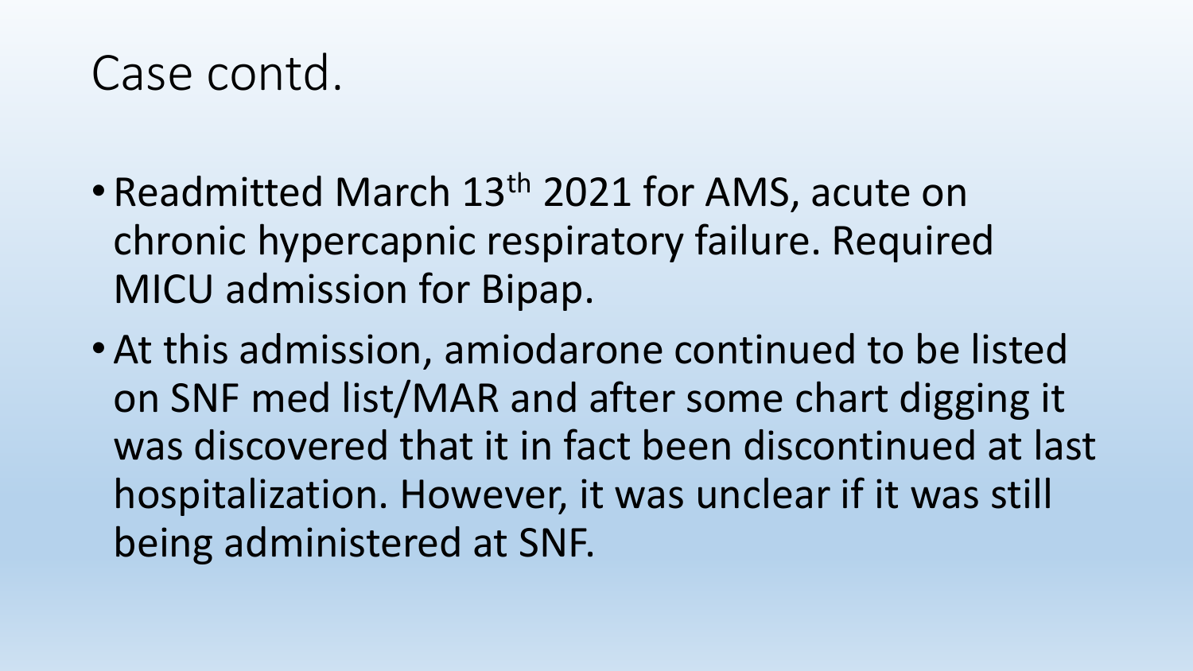# Case contd.

- Readmitted March 13th 2021 for AMS, acute on chronic hypercapnic respiratory failure. Required MICU admission for Bipap.
- At this admission, amiodarone continued to be listed on SNF med list/MAR and after some chart digging it was discovered that it in fact been discontinued at last hospitalization. However, it was unclear if it was still being administered at SNF.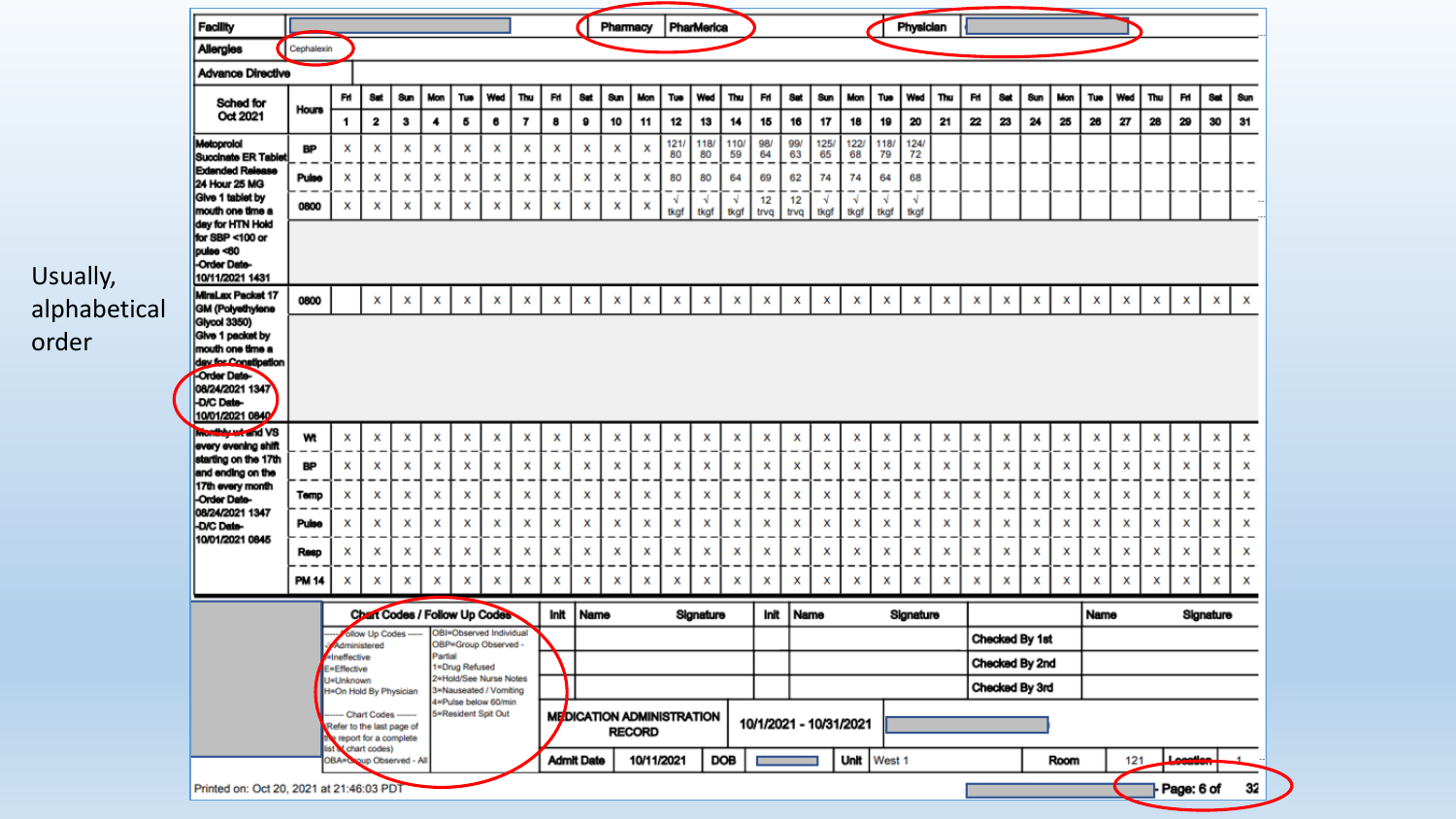Usually, alphabetical order

| Facility | | Pharmacy | PharMerica | Physician | |
|---|---|---|---|---|---|
| Allergies | Cephalexin | | | | |
| Advance Directive | | | | | |

| Sched for Oct 2021 | Hours | Fri 1 | Sat 2 | Sun 3 | Mon 4 | Tue 5 | Wed 6 | Thu 7 | Fri 8 | Sat 9 | Sun 10 | Mon 11 | Tue 12 | Wed 13 | Thu 14 | Fri 15 | Sat 16 | Sun 17 | Mon 18 | Tue 19 | Wed 20 | Thu 21 | Fri 22 | Sat 23 | Sun 24 | Mon 25 | Tue 26 | Wed 27 | Thu 28 | Fri 29 | Sat 30 | Sun 31 |
|---|---|---|---|---|---|---|---|---|---|---|---|---|---|---|---|---|---|---|---|---|---|---|---|---|---|---|---|---|---|---|---|---|
| Metoprolol Succinate ER Tablet Extended Release 24 Hour 25 MG Give 1 tablet by mouth one time a day for HTN Hold for SBP <100 or pulse <60 -Order Date- 10/11/2021 1431 | BP | X | X | X | X | X | X | X | X | X | X | X | 121/80 | 118/80 | 110/59 | 98/64 | 99/63 | 125/65 | 122/68 | 118/79 | 124/72 | | | | | | | | | | | |
| | Pulse | X | X | X | X | X | X | X | X | X | X | X | 80 | 80 | 64 | 69 | 62 | 74 | 74 | 64 | 68 | | | | | | | | | | | |
| | 0800 | X | X | X | X | X | X | X | X | X | X | X | √ tkgf | √ tkgf | √ tkgf | 12 trvq | 12 trvq | √ tkgf | √ tkgf | √ tkgf | √ tkgf | | | | | | | | | | | |
| MiraLax Packet 17 GM (Polyethylene Glycol 3350) Give 1 packet by mouth one time a day for Constipation -Order Date- 08/24/2021 1347 -D/C Date- 10/01/2021 0840 | 0800 | | X | X | X | X | X | X | X | X | X | X | X | X | X | X | X | X | X | X | X | X | X | X | X | X | X | X | X | X | X | X |
| Monthly wt and VS every evening shift starting on the 17th and ending on the 17th every month -Order Date- 08/24/2021 1347 -D/C Date- 10/01/2021 0845 | Wt | X | X | X | X | X | X | X | X | X | X | X | X | X | X | X | X | X | X | X | X | X | X | X | X | X | X | X | X | X | X | X |
| | BP | X | X | X | X | X | X | X | X | X | X | X | X | X | X | X | X | X | X | X | X | X | X | X | X | X | X | X | X | X | X | X |
| | Temp | X | X | X | X | X | X | X | X | X | X | X | X | X | X | X | X | X | X | X | X | X | X | X | X | X | X | X | X | X | X | X |
| | Pulse | X | X | X | X | X | X | X | X | X | X | X | X | X | X | X | X | X | X | X | X | X | X | X | X | X | X | X | X | X | X | X |
| | Resp | X | X | X | X | X | X | X | X | X | X | X | X | X | X | X | X | X | X | X | X | X | X | X | X | X | X | X | X | X | X | X |
| | PM 14 | X | X | X | X | X | X | X | X | X | X | X | X | X | X | X | X | X | X | X | X | X | X | X | X | X | X | X | X | X | X | X |

**Chart Codes / Follow Up Codes**

----- Follow Up Codes -----
√=Administered
I=Ineffective
E=Effective
U=Unknown
H=On Hold By Physician

------ Chart Codes ------
(Refer to the last page of the report for a complete list of chart codes)
OBA=Group Observed - All
OBI=Observed Individual
OBP=Group Observed - Partial
1=Drug Refused
2=Hold/See Nurse Notes
3=Nauseated / Vomiting
4=Pulse below 60/min
5=Resident Spit Out

| Init | Name | Signature | Init | Name | Signature | | Name | Signature |
|---|---|---|---|---|---|---|---|---|
| | | | | | | Checked By 1st | | |
| | | | | | | Checked By 2nd | | |
| | | | | | | Checked By 3rd | | |

**MEDICATION ADMINISTRATION RECORD** 10/1/2021 - 10/31/2021

| Admit Date | 10/11/2021 | DOB | | Unit | West 1 | Room | 121 | Location | 1 |
|---|---|---|---|---|---|---|---|---|---|

Printed on: Oct 20, 2021 at 21:46:03 PDT

Page: 6 of 32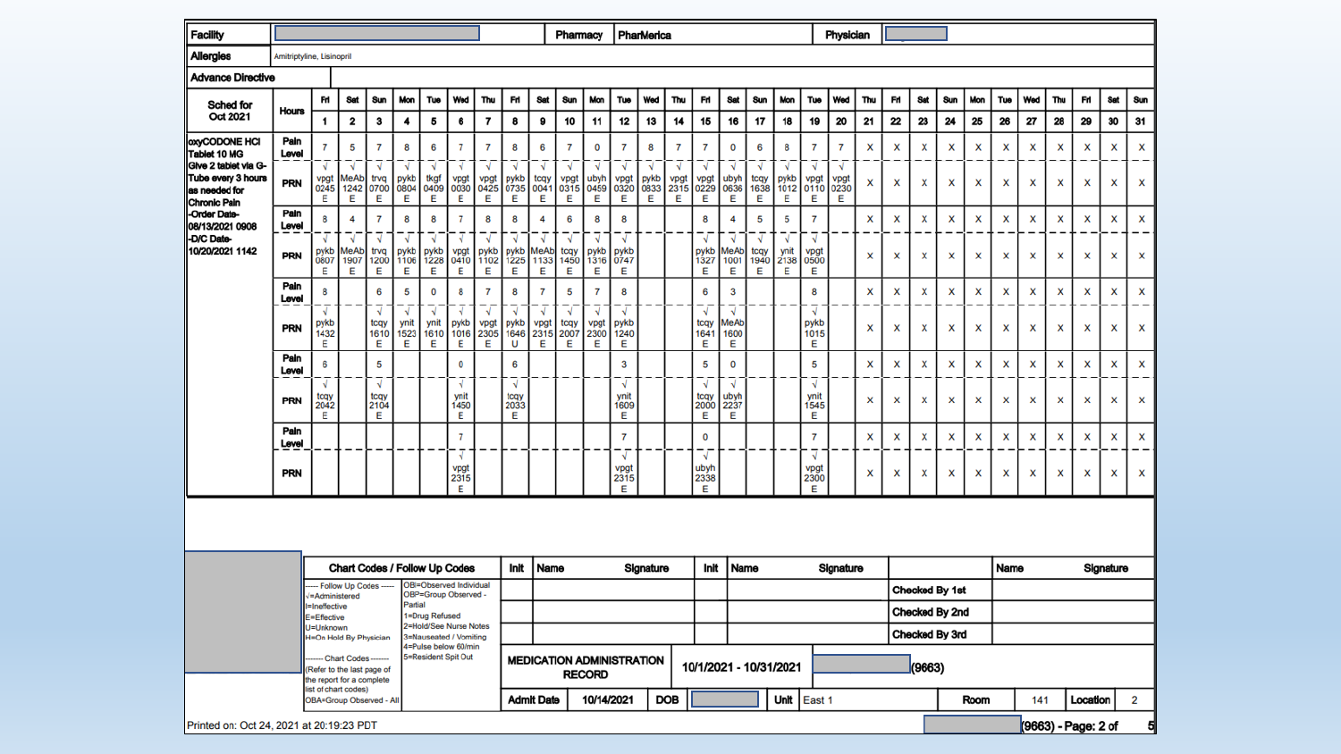| Facility | | Pharmacy | PharMerica | Physician | |
|---|---|---|---|---|---|

| Allergies | Amitriptyline, Lisinopril |
|---|---|
| Advance Directive | |

| Sched for Oct 2021 | Hours | Fri 1 | Sat 2 | Sun 3 | Mon 4 | Tue 5 | Wed 6 | Thu 7 | Fri 8 | Sat 9 | Sun 10 | Mon 11 | Tue 12 | Wed 13 | Thu 14 | Fri 15 | Sat 16 | Sun 17 | Mon 18 | Tue 19 | Wed 20 | Thu 21 | Fri 22 | Sat 23 | Sun 24 | Mon 25 | Tue 26 | Wed 27 | Thu 28 | Fri 29 | Sat 30 | Sun 31 |
|---|---|---|---|---|---|---|---|---|---|---|---|---|---|---|---|---|---|---|---|---|---|---|---|---|---|---|---|---|---|---|---|---|
| oxyCODONE HCl Tablet 10 MG Give 2 tablet via G-Tube every 3 hours as needed for Chronic Pain -Order Date-08/13/2021 0908 -D/C Date-10/20/2021 1142 | Pain Level | 7 | 5 | 7 | 8 | 6 | 7 | 7 | 8 | 6 | 7 | 0 | 7 | 8 | 7 | 7 | 0 | 6 | 8 | 7 | 7 | X | X | X | X | X | X | X | X | X | X | X |
| | PRN | √ vpgt 0245 E | √ MeAb 1242 E | √ trvq 0700 E | √ pykb 0804 E | √ tkgf 0409 E | √ vpgt 0030 E | √ vpgt 0425 E | √ pykb 0735 E | √ tcqy 0041 E | √ vpgt 0315 E | √ ubyh 0459 E | √ vpgt 0320 E | √ pykb 0833 E | √ vpgt 2315 E | √ vpgt 0229 E | √ ubyh 0636 E | √ tcqy 1638 E | √ pykb 1012 E | √ vpgt 0110 E | √ vpgt 0230 E | X | X | X | X | X | X | X | X | X | X | X |
| | Pain Level | 8 | 4 | 7 | 8 | 8 | 7 | 8 | 8 | 4 | 6 | 8 | 8 | | | 8 | 4 | 5 | 5 | 7 | | X | X | X | X | X | X | X | X | X | X | X |
| | PRN | √ pykb 0807 E | √ MeAb 1907 E | √ trvq 1200 E | √ pykb 1106 E | √ pykb 1228 E | √ vpgt 0410 E | √ pykb 1102 E | √ pykb 1225 E | √ MeAb 1133 E | √ tcqy 1450 E | √ pykb 1316 E | √ pykb 0747 E | | | √ pykb 1327 E | √ MeAb 1001 E | √ tcqy 1940 E | √ ynit 2138 E | √ vpgt 0500 E | | X | X | X | X | X | X | X | X | X | X | X |
| | Pain Level | 8 | | 6 | 5 | 0 | 8 | 7 | 8 | 7 | 5 | 7 | 8 | | | 6 | 3 | | | 8 | | X | X | X | X | X | X | X | X | X | X | X |
| | PRN | √ pykb 1432 E | | √ tcqy 1610 E | √ ynit 1523 E | √ ynit 1610 E | √ pykb 1016 E | √ vpgt 2305 E | √ pykb 1646 U | √ vpgt 2315 E | √ tcqy 2007 E | √ vpgt 2300 E | √ pykb 1240 E | | | √ tcqy 1641 E | √ MeAb 1600 E | | | √ pykb 1015 E | | X | X | X | X | X | X | X | X | X | X | X |
| | Pain Level | 6 | | 5 | | | 0 | | 6 | | | | 3 | | | 5 | 0 | | | 5 | | X | X | X | X | X | X | X | X | X | X | X |
| | PRN | √ tcqy 2042 E | | √ tcqy 2104 E | | | √ ynit 1450 E | | √ tcqy 2033 E | | | | √ ynit 1609 E | | | √ tcqy 2000 E | √ ubyh 2237 E | | | √ ynit 1545 E | | X | X | X | X | X | X | X | X | X | X | X |
| | Pain Level | | | | | | 7 | | | | | | 7 | | | 0 | | | | 7 | | X | X | X | X | X | X | X | X | X | X | X |
| | PRN | | | | | | √ vpgt 2315 E | | | | | | √ vpgt 2315 E | | | √ ubyh 2338 E | | | | √ vpgt 2300 E | | X | X | X | X | X | X | X | X | X | X | X |

| Chart Codes / Follow Up Codes | | Init | Name | Signature | Init | Name | Signature | | Name | Signature |
|---|---|---|---|---|---|---|---|---|---|---|
| ----- Follow Up Codes ----- √=Administered I=Ineffective E=Effective U=Unknown H=On Hold By Physician ------ Chart Codes ------ (Refer to the last page of the report for a complete list of chart codes) OBA=Group Observed - All | OBI=Observed Individual OBP=Group Observed - Partial 1=Drug Refused 2=Hold/See Nurse Notes 3=Nauseated / Vomiting 4=Pulse below 60/min 5=Resident Spit Out | | | | | | | Checked By 1st | | |
| | | | | | | | | Checked By 2nd | | |
| | | | | | | | | Checked By 3rd | | |

| MEDICATION ADMINISTRATION RECORD | 10/1/2021 - 10/31/2021 | (9663) | | | | | |
|---|---|---|---|---|---|---|---|
| Admit Date | 10/14/2021 | DOB | | Unit | East 1 | Room | 141 |
| Location | 2 | | | | | | |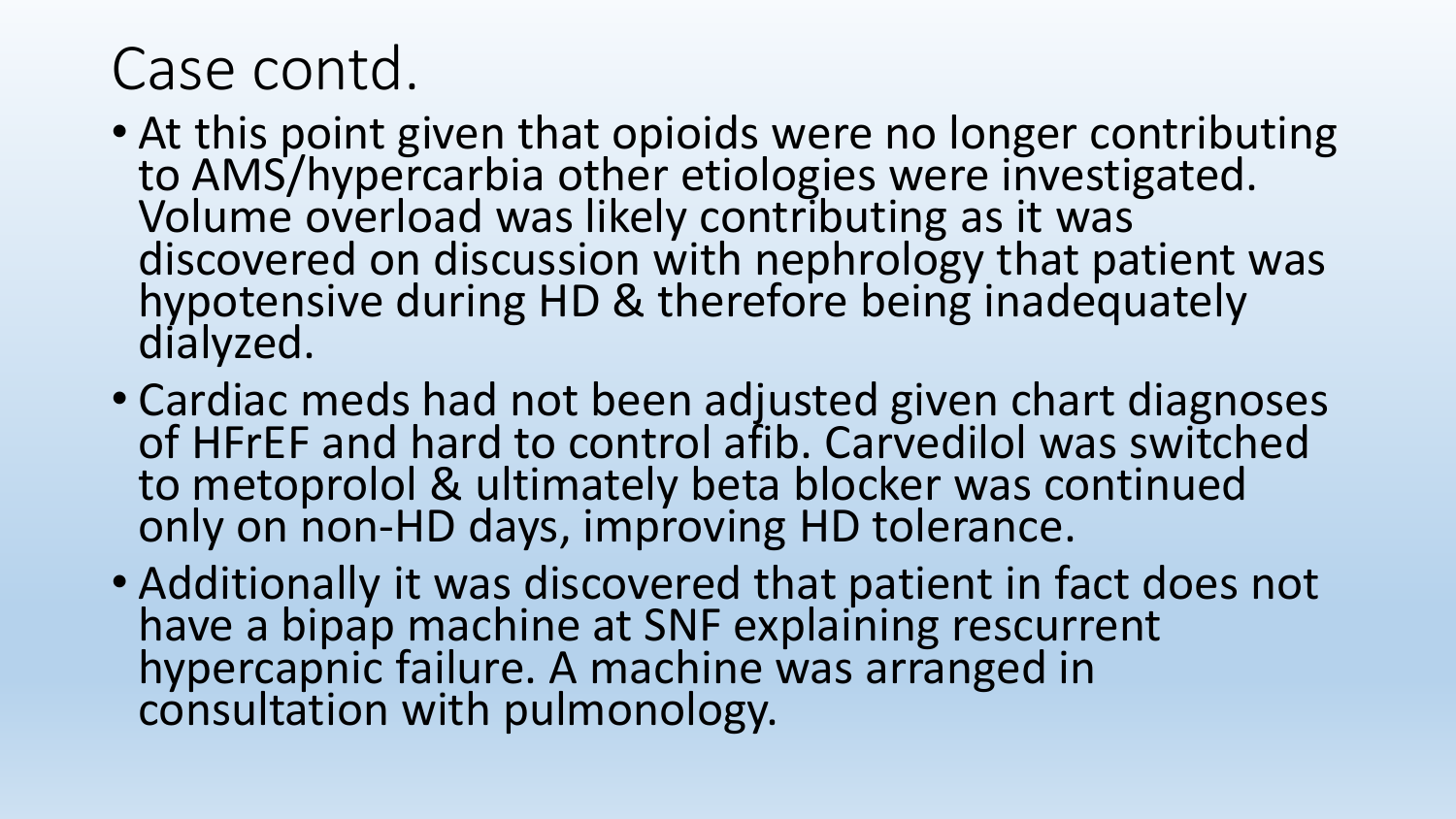# Case contd.

- At this point given that opioids were no longer contributing to AMS/hypercarbia other etiologies were investigated. Volume overload was likely contributing as it was discovered on discussion with nephrology that patient was hypotensive during HD & therefore being inadequately dialyzed.
- Cardiac meds had not been adjusted given chart diagnoses of HFrEF and hard to control afib. Carvedilol was switched to metoprolol & ultimately beta blocker was continued only on non-HD days, improving HD tolerance.
- Additionally it was discovered that patient in fact does not have a bipap machine at SNF explaining rescurrent hypercapnic failure. A machine was arranged in consultation with pulmonology.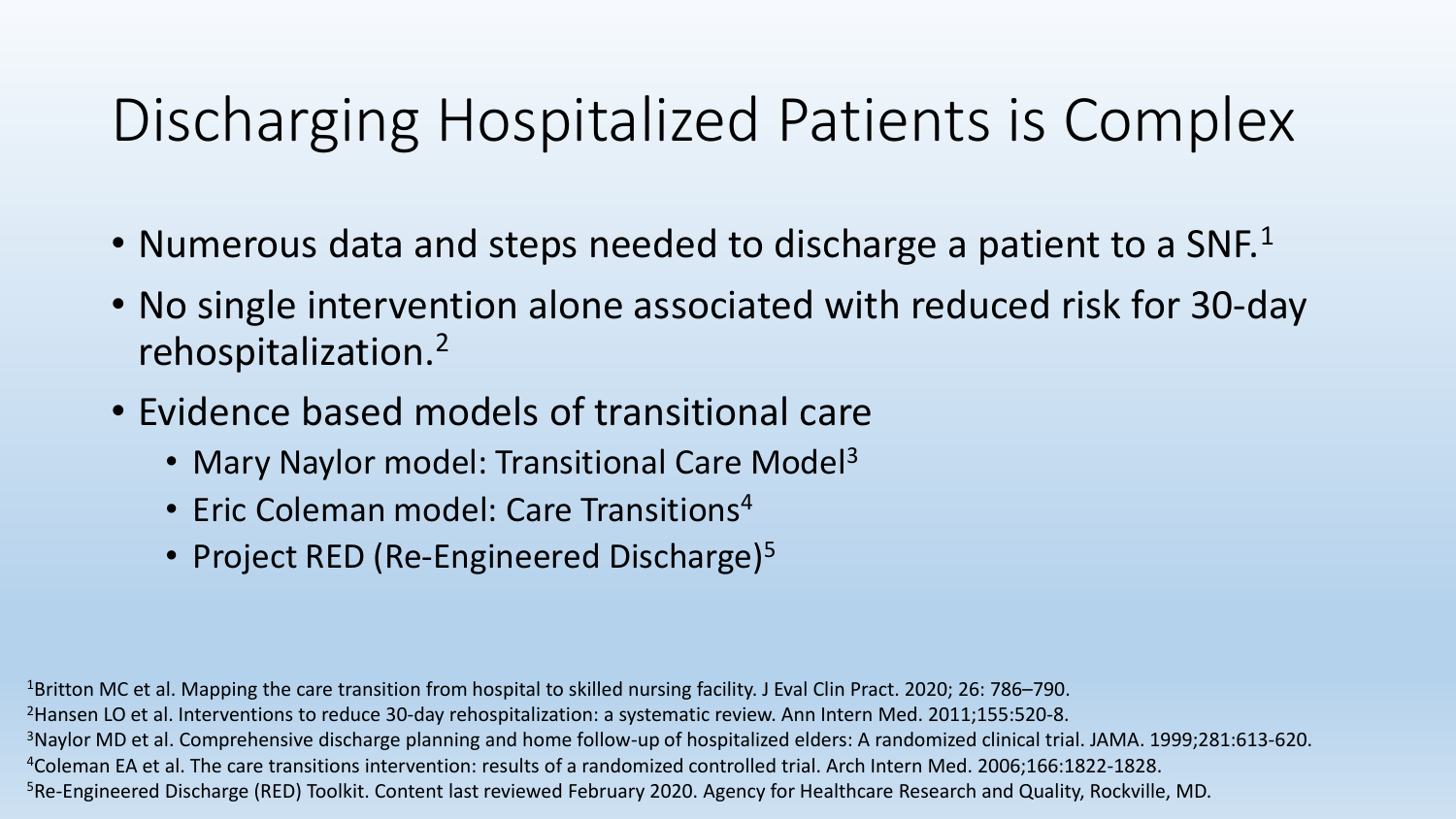# Discharging Hospitalized Patients is Complex

- Numerous data and steps needed to discharge a patient to a SNF.[1]
- No single intervention alone associated with reduced risk for 30-day rehospitalization.[2]
- Evidence based models of transitional care
  - Mary Naylor model: Transitional Care Model[3]
  - Eric Coleman model: Care Transitions[4]
  - Project RED (Re-Engineered Discharge)[5]

[1]Britton MC et al. Mapping the care transition from hospital to skilled nursing facility. J Eval Clin Pract. 2020; 26: 786–790.
[2]Hansen LO et al. Interventions to reduce 30-day rehospitalization: a systematic review. Ann Intern Med. 2011;155:520-8.
[3]Naylor MD et al. Comprehensive discharge planning and home follow-up of hospitalized elders: A randomized clinical trial. JAMA. 1999;281:613-620.
[4]Coleman EA et al. The care transitions intervention: results of a randomized controlled trial. Arch Intern Med. 2006;166:1822-1828.
[5]Re-Engineered Discharge (RED) Toolkit. Content last reviewed February 2020. Agency for Healthcare Research and Quality, Rockville, MD.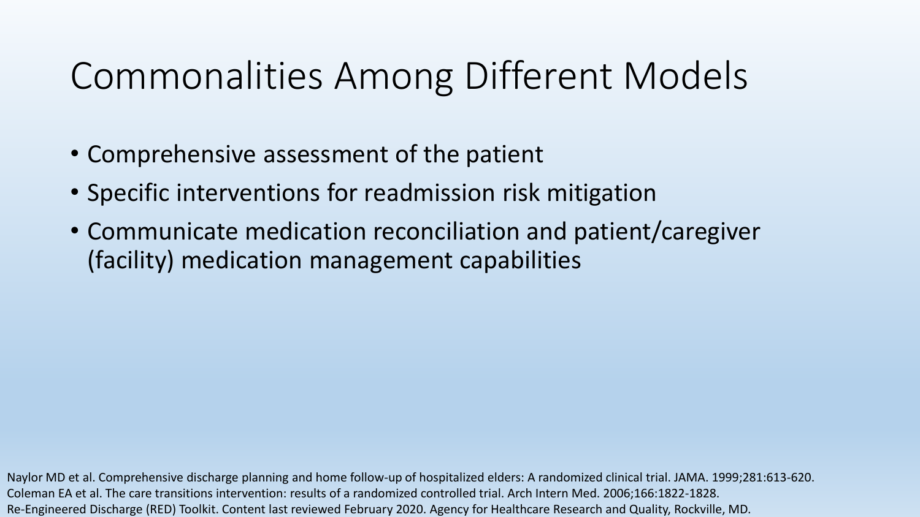# Commonalities Among Different Models

- Comprehensive assessment of the patient
- Specific interventions for readmission risk mitigation
- Communicate medication reconciliation and patient/caregiver (facility) medication management capabilities

Naylor MD et al. Comprehensive discharge planning and home follow-up of hospitalized elders: A randomized clinical trial. JAMA. 1999;281:613-620.
Coleman EA et al. The care transitions intervention: results of a randomized controlled trial. Arch Intern Med. 2006;166:1822-1828.
Re-Engineered Discharge (RED) Toolkit. Content last reviewed February 2020. Agency for Healthcare Research and Quality, Rockville, MD.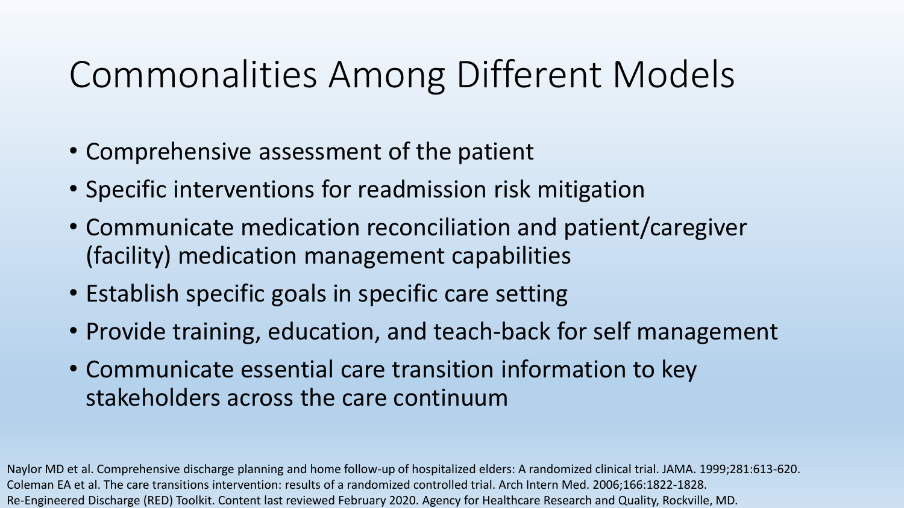# Commonalities Among Different Models

- Comprehensive assessment of the patient
- Specific interventions for readmission risk mitigation
- Communicate medication reconciliation and patient/caregiver (facility) medication management capabilities
- Establish specific goals in specific care setting
- Provide training, education, and teach-back for self management
- Communicate essential care transition information to key stakeholders across the care continuum

Naylor MD et al. Comprehensive discharge planning and home follow-up of hospitalized elders: A randomized clinical trial. JAMA. 1999;281:613-620.
Coleman EA et al. The care transitions intervention: results of a randomized controlled trial. Arch Intern Med. 2006;166:1822-1828.
Re-Engineered Discharge (RED) Toolkit. Content last reviewed February 2020. Agency for Healthcare Research and Quality, Rockville, MD.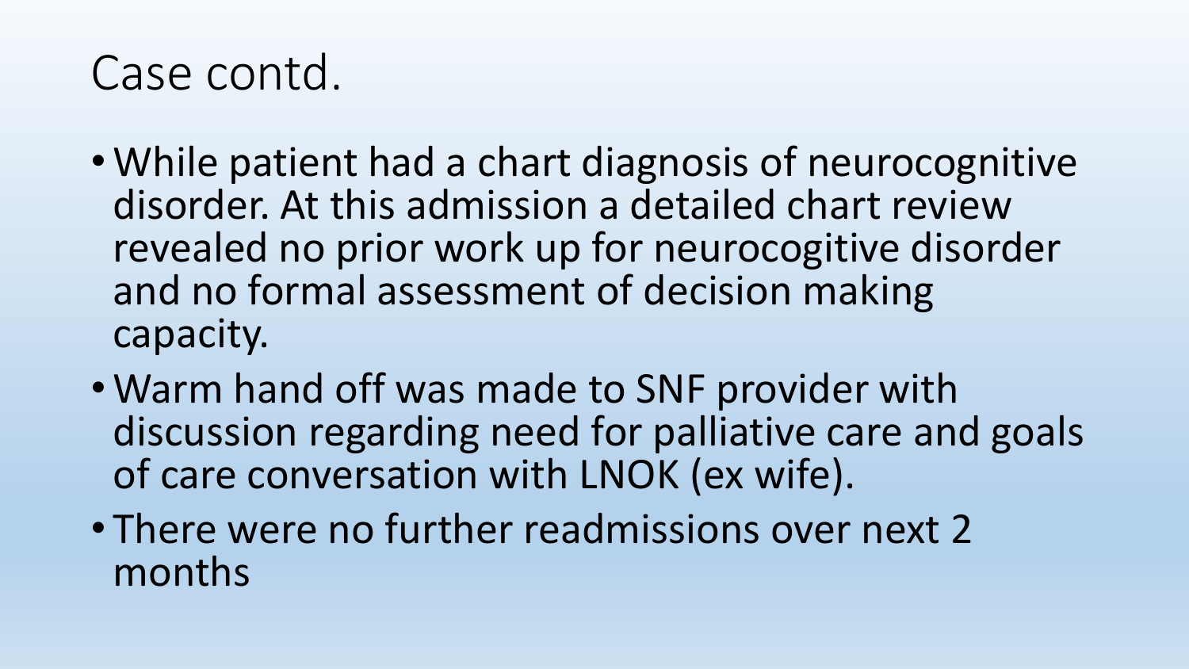# Case contd.

- While patient had a chart diagnosis of neurocognitive disorder. At this admission a detailed chart review revealed no prior work up for neurocogitive disorder and no formal assessment of decision making capacity.
- Warm hand off was made to SNF provider with discussion regarding need for palliative care and goals of care conversation with LNOK (ex wife).
- There were no further readmissions over next 2 months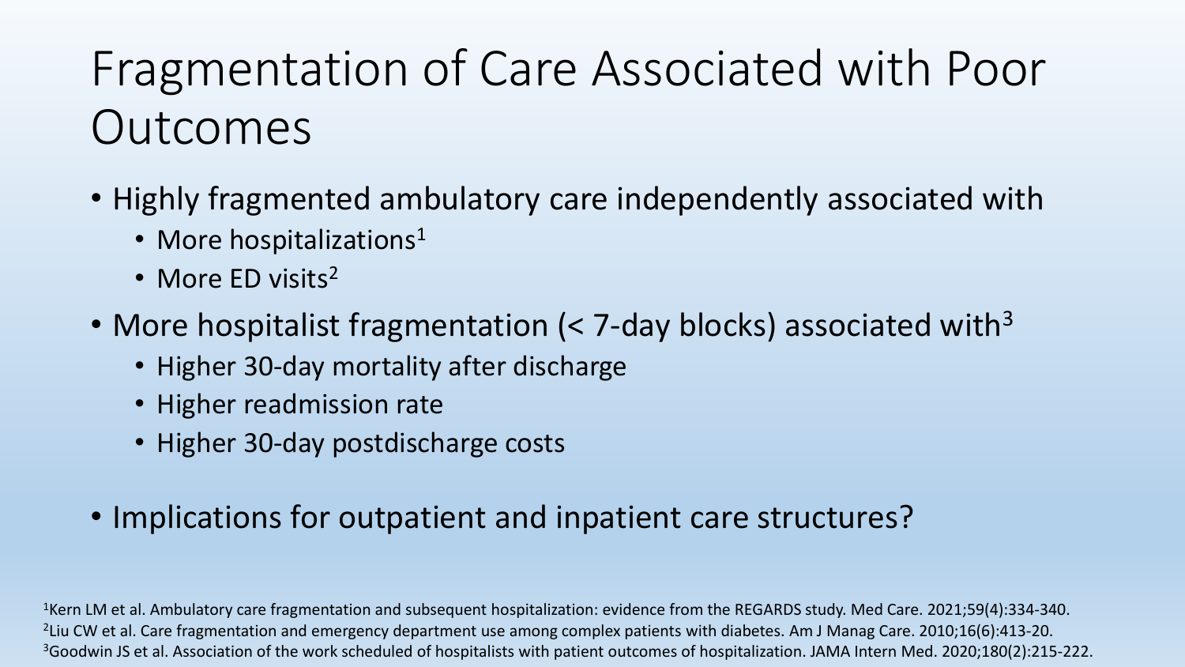# Fragmentation of Care Associated with Poor Outcomes

- Highly fragmented ambulatory care independently associated with
  - More hospitalizations[1]
  - More ED visits[2]
- More hospitalist fragmentation (< 7-day blocks) associated with[3]
  - Higher 30-day mortality after discharge
  - Higher readmission rate
  - Higher 30-day postdischarge costs
- Implications for outpatient and inpatient care structures?

[1]Kern LM et al. Ambulatory care fragmentation and subsequent hospitalization: evidence from the REGARDS study. Med Care. 2021;59(4):334-340.
[2]Liu CW et al. Care fragmentation and emergency department use among complex patients with diabetes. Am J Manag Care. 2010;16(6):413-20.
[3]Goodwin JS et al. Association of the work scheduled of hospitalists with patient outcomes of hospitalization. JAMA Intern Med. 2020;180(2):215-222.